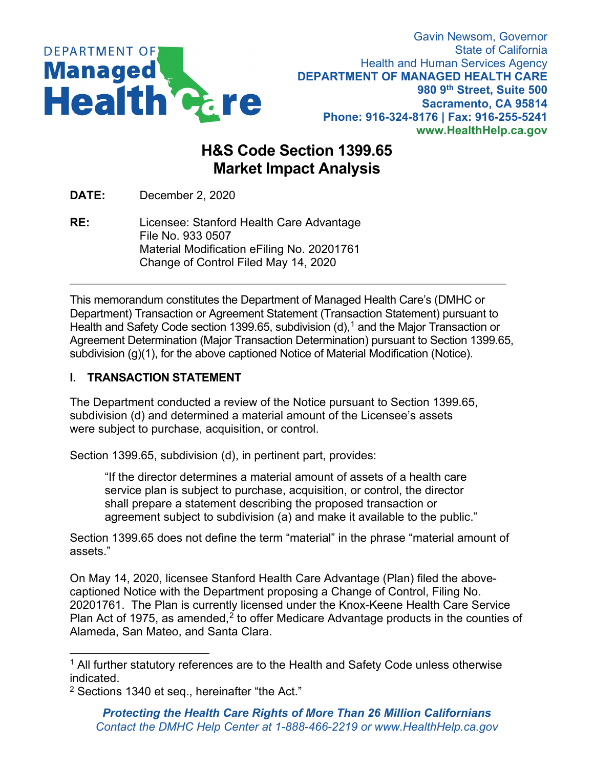Gavin Newsom, Governor
State of California
Health and Human Services Agency
**DEPARTMENT OF MANAGED HEALTH CARE**
**980 9th Street, Suite 500**
**Sacramento, CA 95814**
**Phone: 916-324-8176 | Fax: 916-255-5241**
**www.HealthHelp.ca.gov**

# H&S Code Section 1399.65 Market Impact Analysis

**DATE:** December 2, 2020

**RE:** Licensee: Stanford Health Care Advantage
File No. 933 0507
Material Modification eFiling No. 20201761
Change of Control Filed May 14, 2020

---

This memorandum constitutes the Department of Managed Health Care's (DMHC or Department) Transaction or Agreement Statement (Transaction Statement) pursuant to Health and Safety Code section 1399.65, subdivision (d),[1] and the Major Transaction or Agreement Determination (Major Transaction Determination) pursuant to Section 1399.65, subdivision (g)(1), for the above captioned Notice of Material Modification (Notice).

## I. TRANSACTION STATEMENT

The Department conducted a review of the Notice pursuant to Section 1399.65, subdivision (d) and determined a material amount of the Licensee's assets were subject to purchase, acquisition, or control.

Section 1399.65, subdivision (d), in pertinent part, provides:

> "If the director determines a material amount of assets of a health care service plan is subject to purchase, acquisition, or control, the director shall prepare a statement describing the proposed transaction or agreement subject to subdivision (a) and make it available to the public."

Section 1399.65 does not define the term "material" in the phrase "material amount of assets."

On May 14, 2020, licensee Stanford Health Care Advantage (Plan) filed the above-captioned Notice with the Department proposing a Change of Control, Filing No. 20201761. The Plan is currently licensed under the Knox-Keene Health Care Service Plan Act of 1975, as amended,[2] to offer Medicare Advantage products in the counties of Alameda, San Mateo, and Santa Clara.

---

[1] All further statutory references are to the Health and Safety Code unless otherwise indicated.

[2] Sections 1340 et seq., hereinafter "the Act."

***Protecting the Health Care Rights of More Than 26 Million Californians***
*Contact the DMHC Help Center at 1-888-466-2219 or www.HealthHelp.ca.gov*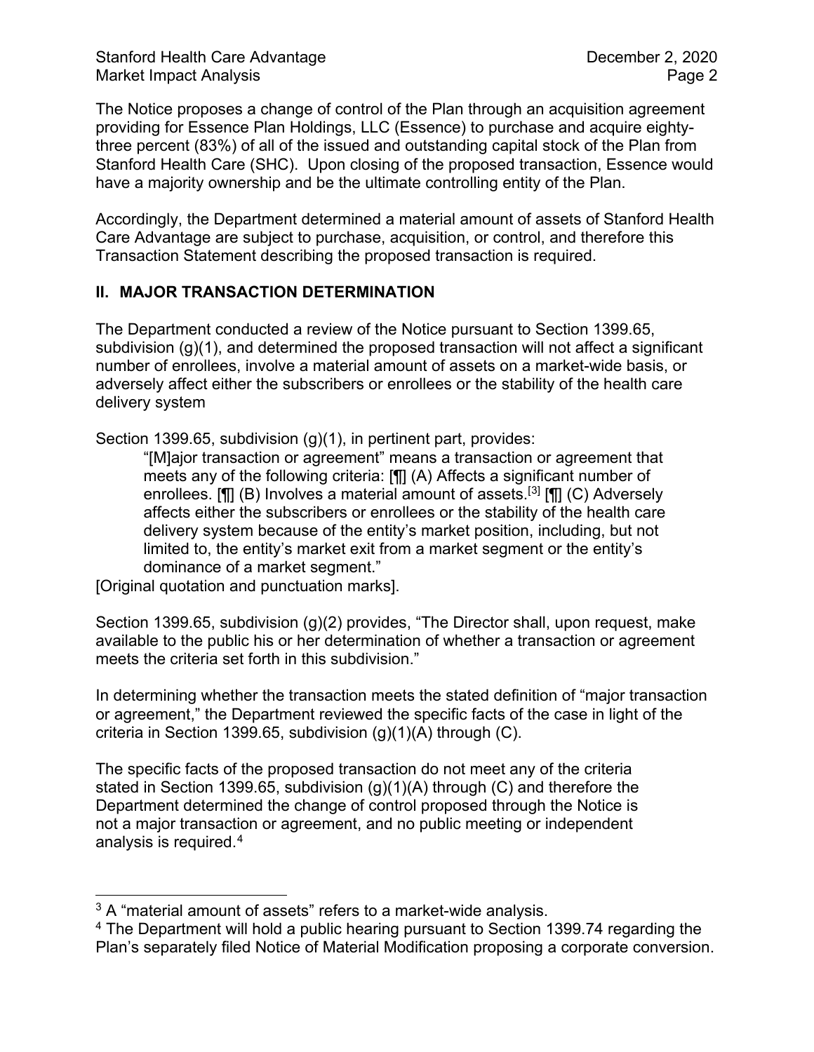The Notice proposes a change of control of the Plan through an acquisition agreement providing for Essence Plan Holdings, LLC (Essence) to purchase and acquire eighty-three percent (83%) of all of the issued and outstanding capital stock of the Plan from Stanford Health Care (SHC). Upon closing of the proposed transaction, Essence would have a majority ownership and be the ultimate controlling entity of the Plan.

Accordingly, the Department determined a material amount of assets of Stanford Health Care Advantage are subject to purchase, acquisition, or control, and therefore this Transaction Statement describing the proposed transaction is required.

## II. MAJOR TRANSACTION DETERMINATION

The Department conducted a review of the Notice pursuant to Section 1399.65, subdivision (g)(1), and determined the proposed transaction will not affect a significant number of enrollees, involve a material amount of assets on a market-wide basis, or adversely affect either the subscribers or enrollees or the stability of the health care delivery system

Section 1399.65, subdivision (g)(1), in pertinent part, provides:

> "[M]ajor transaction or agreement" means a transaction or agreement that meets any of the following criteria: [¶] (A) Affects a significant number of enrollees. [¶] (B) Involves a material amount of assets.[3] [¶] (C) Adversely affects either the subscribers or enrollees or the stability of the health care delivery system because of the entity's market position, including, but not limited to, the entity's market exit from a market segment or the entity's dominance of a market segment."

[Original quotation and punctuation marks].

Section 1399.65, subdivision (g)(2) provides, "The Director shall, upon request, make available to the public his or her determination of whether a transaction or agreement meets the criteria set forth in this subdivision."

In determining whether the transaction meets the stated definition of "major transaction or agreement," the Department reviewed the specific facts of the case in light of the criteria in Section 1399.65, subdivision (g)(1)(A) through (C).

The specific facts of the proposed transaction do not meet any of the criteria stated in Section 1399.65, subdivision (g)(1)(A) through (C) and therefore the Department determined the change of control proposed through the Notice is not a major transaction or agreement, and no public meeting or independent analysis is required.[4]

---

[3] A "material amount of assets" refers to a market-wide analysis.

[4] The Department will hold a public hearing pursuant to Section 1399.74 regarding the Plan's separately filed Notice of Material Modification proposing a corporate conversion.